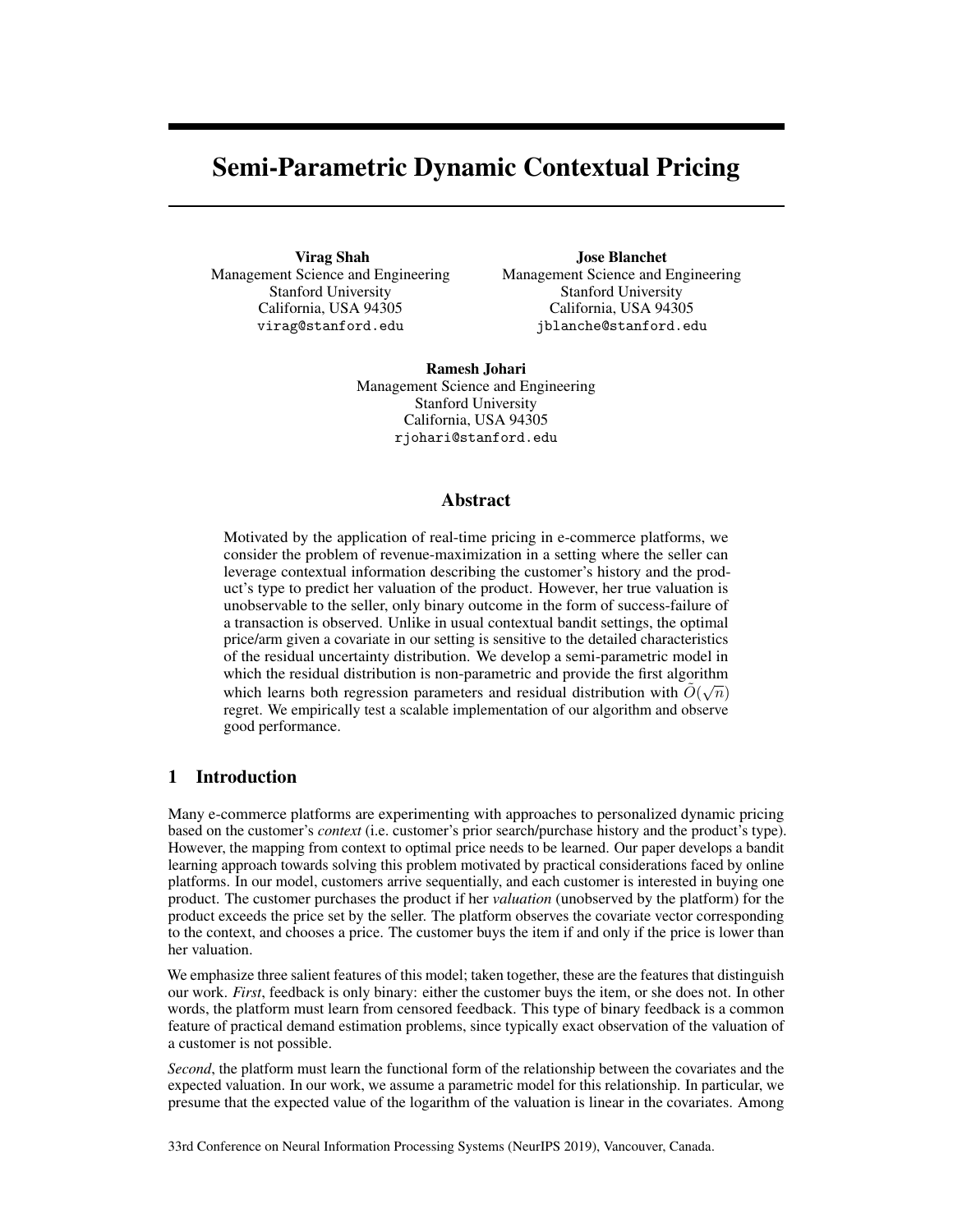# Semi-Parametric Dynamic Contextual Pricing

**Virag Shah**
Management Science and Engineering
Stanford University
California, USA 94305
`virag@stanford.edu`

**Jose Blanchet**
Management Science and Engineering
Stanford University
California, USA 94305
`jblanche@stanford.edu`

**Ramesh Johari**
Management Science and Engineering
Stanford University
California, USA 94305
`rjohari@stanford.edu`

## Abstract

Motivated by the application of real-time pricing in e-commerce platforms, we consider the problem of revenue-maximization in a setting where the seller can leverage contextual information describing the customer's history and the product's type to predict her valuation of the product. However, her true valuation is unobservable to the seller, only binary outcome in the form of success-failure of a transaction is observed. Unlike in usual contextual bandit settings, the optimal price/arm given a covariate in our setting is sensitive to the detailed characteristics of the residual uncertainty distribution. We develop a semi-parametric model in which the residual distribution is non-parametric and provide the first algorithm which learns both regression parameters and residual distribution with $\tilde{O}(\sqrt{n})$ regret. We empirically test a scalable implementation of our algorithm and observe good performance.

## 1 Introduction

Many e-commerce platforms are experimenting with approaches to personalized dynamic pricing based on the customer's *context* (i.e. customer's prior search/purchase history and the product's type). However, the mapping from context to optimal price needs to be learned. Our paper develops a bandit learning approach towards solving this problem motivated by practical considerations faced by online platforms. In our model, customers arrive sequentially, and each customer is interested in buying one product. The customer purchases the product if her *valuation* (unobserved by the platform) for the product exceeds the price set by the seller. The platform observes the covariate vector corresponding to the context, and chooses a price. The customer buys the item if and only if the price is lower than her valuation.

We emphasize three salient features of this model; taken together, these are the features that distinguish our work. *First*, feedback is only binary: either the customer buys the item, or she does not. In other words, the platform must learn from censored feedback. This type of binary feedback is a common feature of practical demand estimation problems, since typically exact observation of the valuation of a customer is not possible.

*Second*, the platform must learn the functional form of the relationship between the covariates and the expected valuation. In our work, we assume a parametric model for this relationship. In particular, we presume that the expected value of the logarithm of the valuation is linear in the covariates. Among

33rd Conference on Neural Information Processing Systems (NeurIPS 2019), Vancouver, Canada.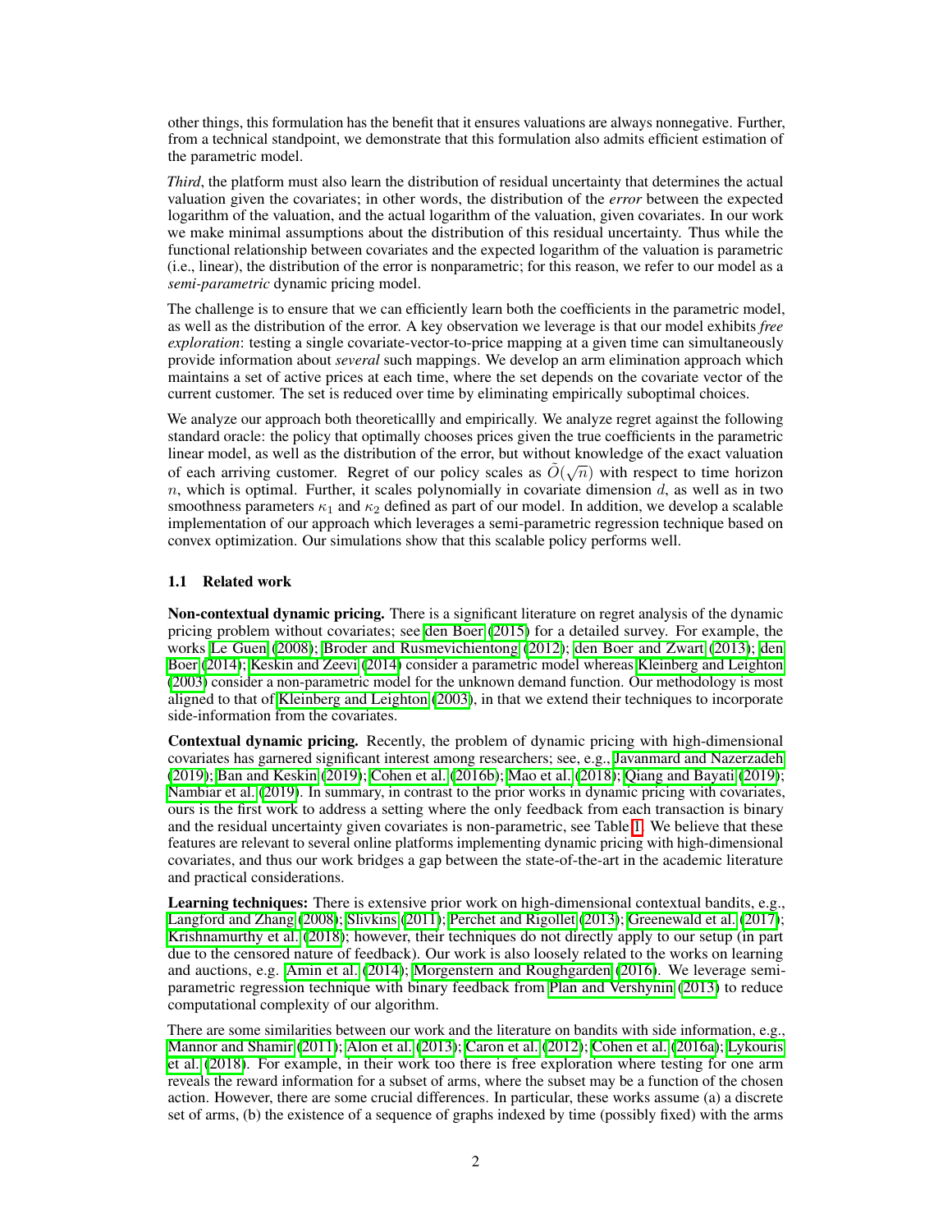other things, this formulation has the benefit that it ensures valuations are always nonnegative. Further, from a technical standpoint, we demonstrate that this formulation also admits efficient estimation of the parametric model.

*Third*, the platform must also learn the distribution of residual uncertainty that determines the actual valuation given the covariates; in other words, the distribution of the *error* between the expected logarithm of the valuation, and the actual logarithm of the valuation, given covariates. In our work we make minimal assumptions about the distribution of this residual uncertainty. Thus while the functional relationship between covariates and the expected logarithm of the valuation is parametric (i.e., linear), the distribution of the error is nonparametric; for this reason, we refer to our model as a *semi-parametric* dynamic pricing model.

The challenge is to ensure that we can efficiently learn both the coefficients in the parametric model, as well as the distribution of the error. A key observation we leverage is that our model exhibits *free exploration*: testing a single covariate-vector-to-price mapping at a given time can simultaneously provide information about *several* such mappings. We develop an arm elimination approach which maintains a set of active prices at each time, where the set depends on the covariate vector of the current customer. The set is reduced over time by eliminating empirically suboptimal choices.

We analyze our approach both theoreticallly and empirically. We analyze regret against the following standard oracle: the policy that optimally chooses prices given the true coefficients in the parametric linear model, as well as the distribution of the error, but without knowledge of the exact valuation of each arriving customer. Regret of our policy scales as $\tilde{O}(\sqrt{n})$ with respect to time horizon $n$, which is optimal. Further, it scales polynomially in covariate dimension $d$, as well as in two smoothness parameters $\kappa_1$ and $\kappa_2$ defined as part of our model. In addition, we develop a scalable implementation of our approach which leverages a semi-parametric regression technique based on convex optimization. Our simulations show that this scalable policy performs well.

### 1.1 Related work

**Non-contextual dynamic pricing.** There is a significant literature on regret analysis of the dynamic pricing problem without covariates; see den Boer (2015) for a detailed survey. For example, the works Le Guen (2008); Broder and Rusmevichientong (2012); den Boer and Zwart (2013); den Boer (2014); Keskin and Zeevi (2014) consider a parametric model whereas Kleinberg and Leighton (2003) consider a non-parametric model for the unknown demand function. Our methodology is most aligned to that of Kleinberg and Leighton (2003), in that we extend their techniques to incorporate side-information from the covariates.

**Contextual dynamic pricing.** Recently, the problem of dynamic pricing with high-dimensional covariates has garnered significant interest among researchers; see, e.g., Javanmard and Nazerzadeh (2019); Ban and Keskin (2019); Cohen et al. (2016b); Mao et al. (2018); Qiang and Bayati (2019); Nambiar et al. (2019). In summary, in contrast to the prior works in dynamic pricing with covariates, ours is the first work to address a setting where the only feedback from each transaction is binary and the residual uncertainty given covariates is non-parametric, see Table 1. We believe that these features are relevant to several online platforms implementing dynamic pricing with high-dimensional covariates, and thus our work bridges a gap between the state-of-the-art in the academic literature and practical considerations.

**Learning techniques:** There is extensive prior work on high-dimensional contextual bandits, e.g., Langford and Zhang (2008); Slivkins (2011); Perchet and Rigollet (2013); Greenewald et al. (2017); Krishnamurthy et al. (2018); however, their techniques do not directly apply to our setup (in part due to the censored nature of feedback). Our work is also loosely related to the works on learning and auctions, e.g. Amin et al. (2014); Morgenstern and Roughgarden (2016). We leverage semi-parametric regression technique with binary feedback from Plan and Vershynin (2013) to reduce computational complexity of our algorithm.

There are some similarities between our work and the literature on bandits with side information, e.g., Mannor and Shamir (2011); Alon et al. (2013); Caron et al. (2012); Cohen et al. (2016a); Lykouris et al. (2018). For example, in their work too there is free exploration where testing for one arm reveals the reward information for a subset of arms, where the subset may be a function of the chosen action. However, there are some crucial differences. In particular, these works assume (a) a discrete set of arms, (b) the existence of a sequence of graphs indexed by time (possibly fixed) with the arms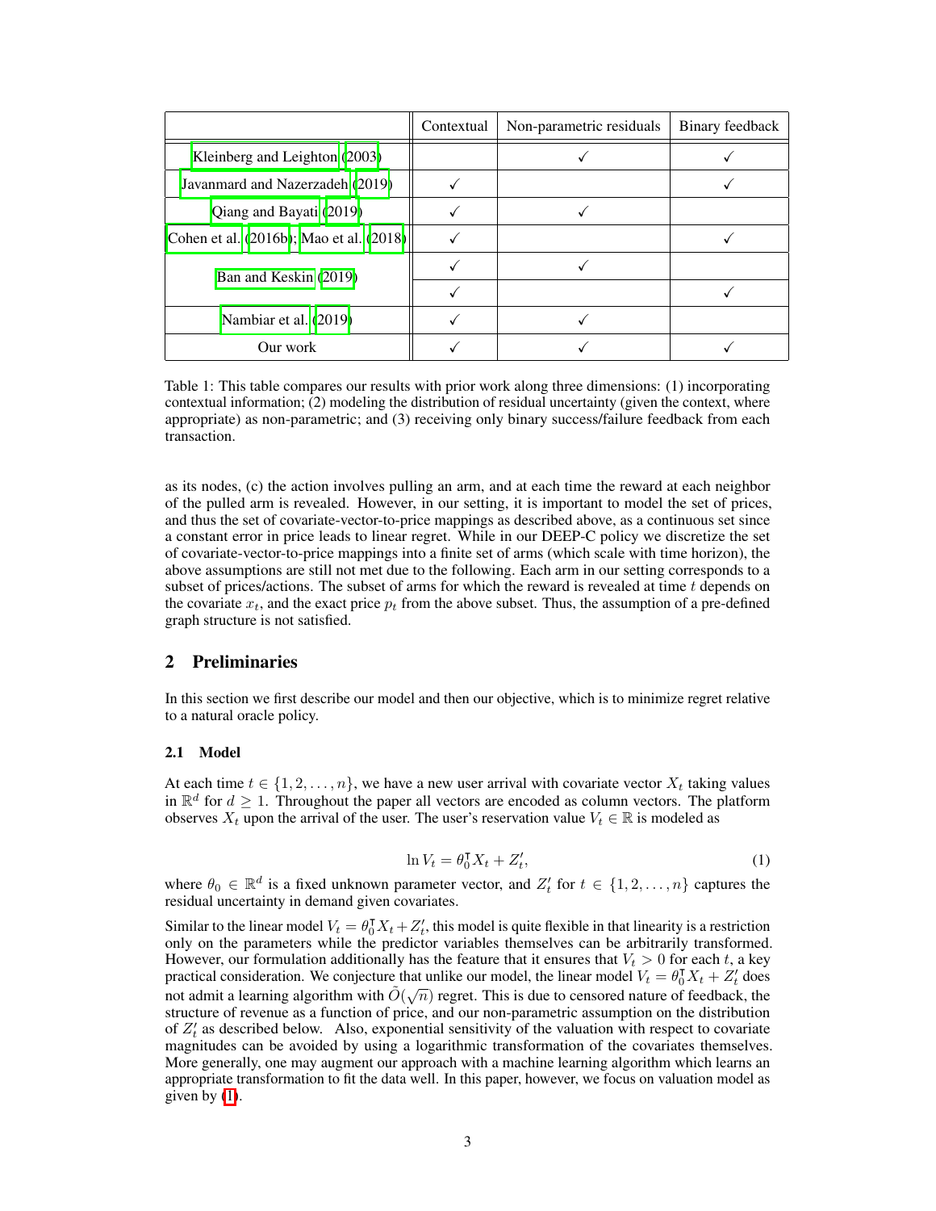|  | Contextual | Non-parametric residuals | Binary feedback |
|---|---|---|---|
| Kleinberg and Leighton (2003) |  | ✓ | ✓ |
| Javanmard and Nazerzadeh (2019) | ✓ |  | ✓ |
| Qiang and Bayati (2019) | ✓ | ✓ |  |
| Cohen et al. (2016b); Mao et al. (2018) | ✓ |  | ✓ |
| Ban and Keskin (2019) | ✓ | ✓ |  |
|  | ✓ |  | ✓ |
| Nambiar et al. (2019) | ✓ | ✓ |  |
| Our work | ✓ | ✓ | ✓ |

Table 1: This table compares our results with prior work along three dimensions: (1) incorporating contextual information; (2) modeling the distribution of residual uncertainty (given the context, where appropriate) as non-parametric; and (3) receiving only binary success/failure feedback from each transaction.

as its nodes, (c) the action involves pulling an arm, and at each time the reward at each neighbor of the pulled arm is revealed. However, in our setting, it is important to model the set of prices, and thus the set of covariate-vector-to-price mappings as described above, as a continuous set since a constant error in price leads to linear regret. While in our DEEP-C policy we discretize the set of covariate-vector-to-price mappings into a finite set of arms (which scale with time horizon), the above assumptions are still not met due to the following. Each arm in our setting corresponds to a subset of prices/actions. The subset of arms for which the reward is revealed at time $t$ depends on the covariate $x_t$, and the exact price $p_t$ from the above subset. Thus, the assumption of a pre-defined graph structure is not satisfied.

## 2 Preliminaries

In this section we first describe our model and then our objective, which is to minimize regret relative to a natural oracle policy.

### 2.1 Model

At each time $t \in \{1, 2, \dots, n\}$, we have a new user arrival with covariate vector $X_t$ taking values in $\mathbb{R}^d$ for $d \geq 1$. Throughout the paper all vectors are encoded as column vectors. The platform observes $X_t$ upon the arrival of the user. The user's reservation value $V_t \in \mathbb{R}$ is modeled as

$$\ln V_t = \theta_0^\intercal X_t + Z_t', \tag{1}$$

where $\theta_0 \in \mathbb{R}^d$ is a fixed unknown parameter vector, and $Z_t'$ for $t \in \{1, 2, \dots, n\}$ captures the residual uncertainty in demand given covariates.

Similar to the linear model $V_t = \theta_0^\intercal X_t + Z_t'$, this model is quite flexible in that linearity is a restriction only on the parameters while the predictor variables themselves can be arbitrarily transformed. However, our formulation additionally has the feature that it ensures that $V_t > 0$ for each $t$, a key practical consideration. We conjecture that unlike our model, the linear model $V_t = \theta_0^\intercal X_t + Z_t'$ does not admit a learning algorithm with $\tilde{O}(\sqrt{n})$ regret. This is due to censored nature of feedback, the structure of revenue as a function of price, and our non-parametric assumption on the distribution of $Z_t'$ as described below. Also, exponential sensitivity of the valuation with respect to covariate magnitudes can be avoided by using a logarithmic transformation of the covariates themselves. More generally, one may augment our approach with a machine learning algorithm which learns an appropriate transformation to fit the data well. In this paper, however, we focus on valuation model as given by (1).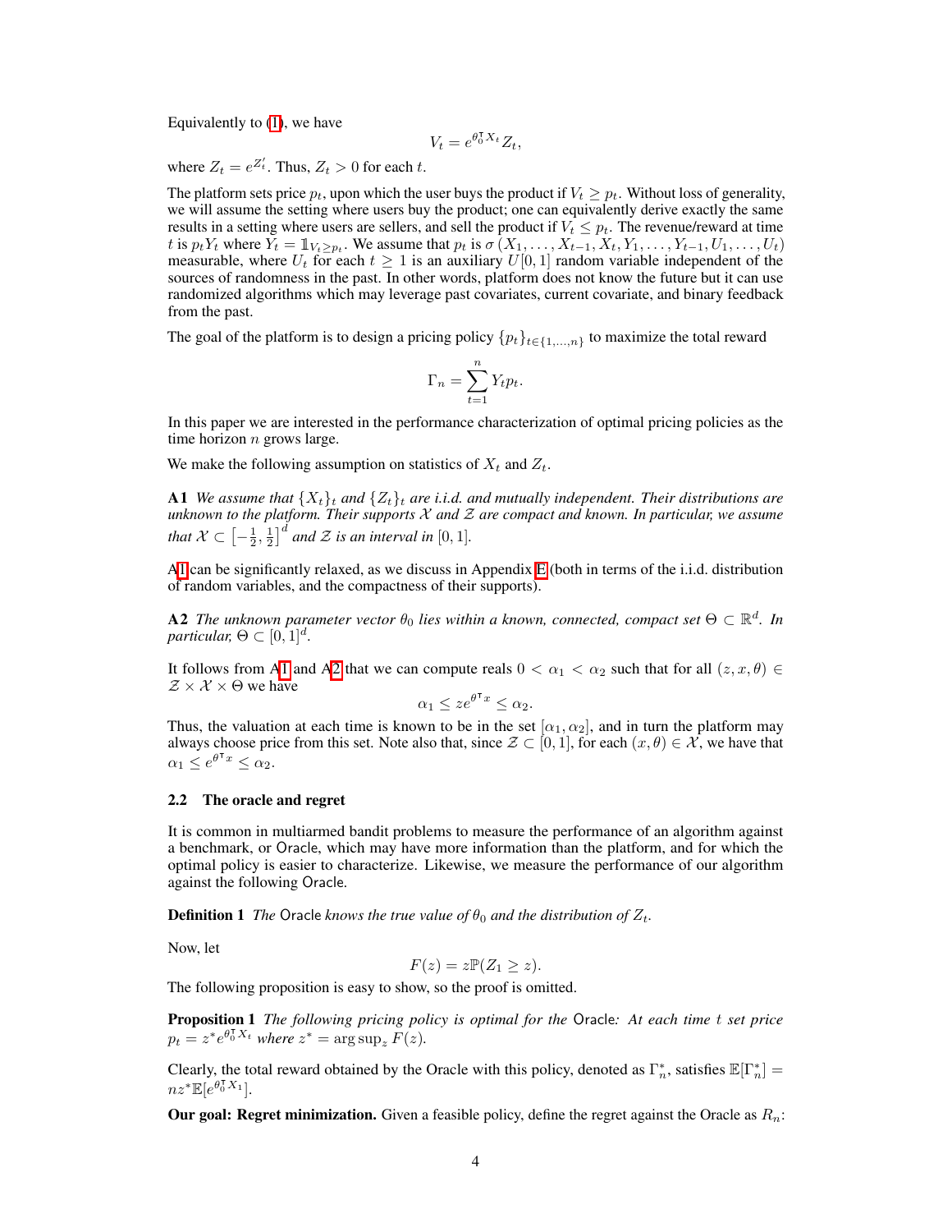Equivalently to (1), we have

$$V_t = e^{\theta_0^\intercal X_t} Z_t,$$

where $Z_t = e^{Z'_t}$. Thus, $Z_t > 0$ for each $t$.

The platform sets price $p_t$, upon which the user buys the product if $V_t \geq p_t$. Without loss of generality, we will assume the setting where users buy the product; one can equivalently derive exactly the same results in a setting where users are sellers, and sell the product if $V_t \leq p_t$. The revenue/reward at time $t$ is $p_t Y_t$ where $Y_t = \mathbb{1}_{V_t \geq p_t}$. We assume that $p_t$ is $\sigma(X_1, \ldots, X_{t-1}, X_t, Y_1, \ldots, Y_{t-1}, U_1, \ldots, U_t)$ measurable, where $U_t$ for each $t \geq 1$ is an auxiliary $U[0,1]$ random variable independent of the sources of randomness in the past. In other words, platform does not know the future but it can use randomized algorithms which may leverage past covariates, current covariate, and binary feedback from the past.

The goal of the platform is to design a pricing policy $\{p_t\}_{t \in \{1,\ldots,n\}}$ to maximize the total reward

$$\Gamma_n = \sum_{t=1}^{n} Y_t p_t.$$

In this paper we are interested in the performance characterization of optimal pricing policies as the time horizon $n$ grows large.

We make the following assumption on statistics of $X_t$ and $Z_t$.

**A1** *We assume that $\{X_t\}_t$ and $\{Z_t\}_t$ are i.i.d. and mutually independent. Their distributions are unknown to the platform. Their supports $\mathcal{X}$ and $\mathcal{Z}$ are compact and known. In particular, we assume that $\mathcal{X} \subset \left[-\frac{1}{2}, \frac{1}{2}\right]^d$ and $\mathcal{Z}$ is an interval in $[0,1]$.*

A1 can be significantly relaxed, as we discuss in Appendix E (both in terms of the i.i.d. distribution of random variables, and the compactness of their supports).

**A2** *The unknown parameter vector $\theta_0$ lies within a known, connected, compact set $\Theta \subset \mathbb{R}^d$. In particular, $\Theta \subset [0,1]^d$.*

It follows from A1 and A2 that we can compute reals $0 < \alpha_1 < \alpha_2$ such that for all $(z, x, \theta) \in \mathcal{Z} \times \mathcal{X} \times \Theta$ we have

$$\alpha_1 \leq z e^{\theta^\intercal x} \leq \alpha_2.$$

Thus, the valuation at each time is known to be in the set $[\alpha_1, \alpha_2]$, and in turn the platform may always choose price from this set. Note also that, since $\mathcal{Z} \subset [0,1]$, for each $(x, \theta) \in \mathcal{X}$, we have that $\alpha_1 \leq e^{\theta^\intercal x} \leq \alpha_2$.

### 2.2 The oracle and regret

It is common in multiarmed bandit problems to measure the performance of an algorithm against a benchmark, or Oracle, which may have more information than the platform, and for which the optimal policy is easier to characterize. Likewise, we measure the performance of our algorithm against the following Oracle.

**Definition 1** *The Oracle knows the true value of $\theta_0$ and the distribution of $Z_t$.*

Now, let

$$F(z) = z\mathbb{P}(Z_1 \geq z).$$

The following proposition is easy to show, so the proof is omitted.

**Proposition 1** *The following pricing policy is optimal for the Oracle: At each time $t$ set price $p_t = z^* e^{\theta_0^\intercal X_t}$ where $z^* = \arg\sup_z F(z)$.*

Clearly, the total reward obtained by the Oracle with this policy, denoted as $\Gamma_n^*$, satisfies $\mathbb{E}[\Gamma_n^*] = n z^* \mathbb{E}[e^{\theta_0^\intercal X_1}]$.

**Our goal: Regret minimization.** Given a feasible policy, define the regret against the Oracle as $R_n$: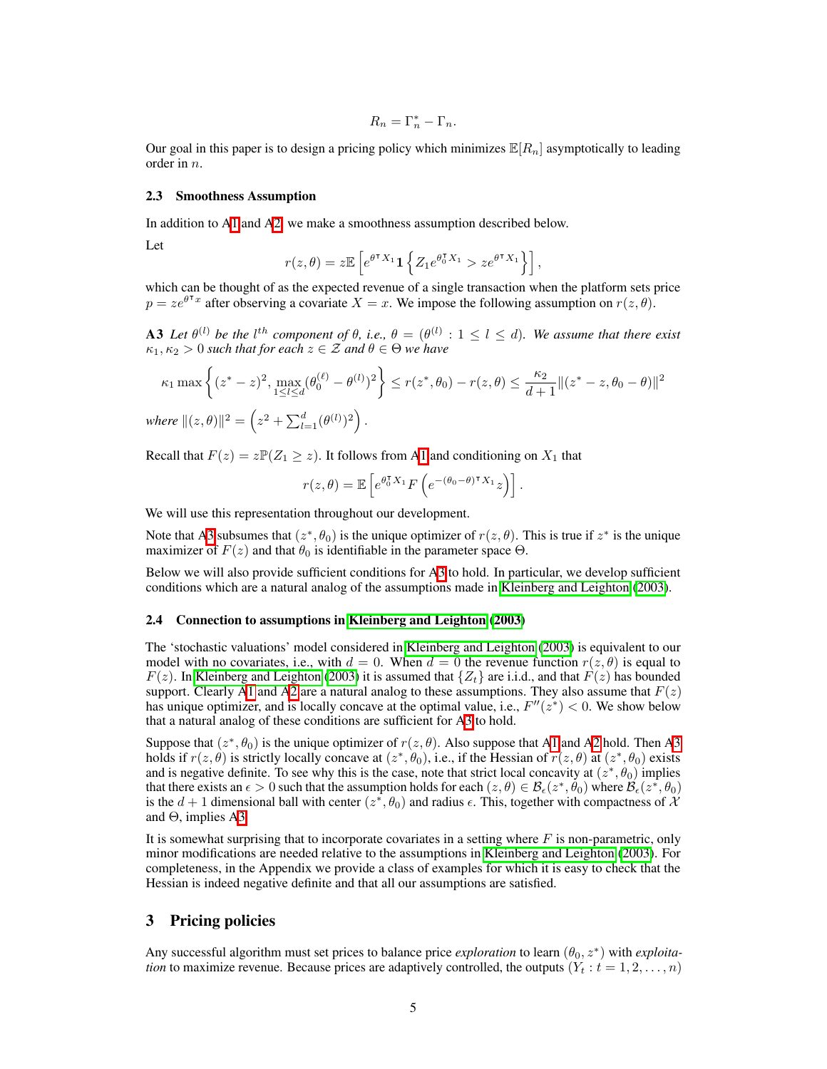$$R_n = \Gamma_n^* - \Gamma_n.$$

Our goal in this paper is to design a pricing policy which minimizes $\mathbb{E}[R_n]$ asymptotically to leading order in $n$.

### 2.3 Smoothness Assumption

In addition to A1 and A2, we make a smoothness assumption described below.

Let

$$r(z, \theta) = z\mathbb{E}\left[e^{\theta^\intercal X_1} \mathbf{1}\left\{Z_1 e^{\theta_0^\intercal X_1} > z e^{\theta^\intercal X_1}\right\}\right],$$

which can be thought of as the expected revenue of a single transaction when the platform sets price $p = ze^{\theta^\intercal x}$ after observing a covariate $X = x$. We impose the following assumption on $r(z, \theta)$.

**A3** *Let $\theta^{(l)}$ be the $l^{th}$ component of $\theta$, i.e., $\theta = (\theta^{(l)} : 1 \leq l \leq d)$. We assume that there exist $\kappa_1, \kappa_2 > 0$ such that for each $z \in \mathcal{Z}$ and $\theta \in \Theta$ we have*

$$\kappa_1 \max\left\{(z^* - z)^2, \max_{1 \leq l \leq d} (\theta_0^{(\ell)} - \theta^{(l)})^2\right\} \leq r(z^*, \theta_0) - r(z, \theta) \leq \frac{\kappa_2}{d+1} \|(z^* - z, \theta_0 - \theta)\|^2$$

*where* $\|(z, \theta)\|^2 = \left(z^2 + \sum_{l=1}^d (\theta^{(l)})^2\right)$.

Recall that $F(z) = z\mathbb{P}(Z_1 \geq z)$. It follows from A1 and conditioning on $X_1$ that

$$r(z, \theta) = \mathbb{E}\left[e^{\theta_0^\intercal X_1} F\left(e^{-(\theta_0 - \theta)^\intercal X_1} z\right)\right].$$

We will use this representation throughout our development.

Note that A3 subsumes that $(z^*, \theta_0)$ is the unique optimizer of $r(z, \theta)$. This is true if $z^*$ is the unique maximizer of $F(z)$ and that $\theta_0$ is identifiable in the parameter space $\Theta$.

Below we will also provide sufficient conditions for A3 to hold. In particular, we develop sufficient conditions which are a natural analog of the assumptions made in Kleinberg and Leighton (2003).

### 2.4 Connection to assumptions in Kleinberg and Leighton (2003)

The 'stochastic valuations' model considered in Kleinberg and Leighton (2003) is equivalent to our model with no covariates, i.e., with $d = 0$. When $d = 0$ the revenue function $r(z, \theta)$ is equal to $F(z)$. In Kleinberg and Leighton (2003) it is assumed that $\{Z_t\}$ are i.i.d., and that $F(z)$ has bounded support. Clearly A1 and A2 are a natural analog to these assumptions. They also assume that $F(z)$ has unique optimizer, and is locally concave at the optimal value, i.e., $F''(z^*) < 0$. We show below that a natural analog of these conditions are sufficient for A3 to hold.

Suppose that $(z^*, \theta_0)$ is the unique optimizer of $r(z, \theta)$. Also suppose that A1 and A2 hold. Then A3 holds if $r(z, \theta)$ is strictly locally concave at $(z^*, \theta_0)$, i.e., if the Hessian of $r(z, \theta)$ at $(z^*, \theta_0)$ exists and is negative definite. To see why this is the case, note that strict local concavity at $(z^*, \theta_0)$ implies that there exists an $\epsilon > 0$ such that the assumption holds for each $(z, \theta) \in \mathcal{B}_\epsilon(z^*, \theta_0)$ where $\mathcal{B}_\epsilon(z^*, \theta_0)$ is the $d + 1$ dimensional ball with center $(z^*, \theta_0)$ and radius $\epsilon$. This, together with compactness of $\mathcal{X}$ and $\Theta$, implies A3.

It is somewhat surprising that to incorporate covariates in a setting where $F$ is non-parametric, only minor modifications are needed relative to the assumptions in Kleinberg and Leighton (2003). For completeness, in the Appendix we provide a class of examples for which it is easy to check that the Hessian is indeed negative definite and that all our assumptions are satisfied.

## 3 Pricing policies

Any successful algorithm must set prices to balance price *exploration* to learn $(\theta_0, z^*)$ with *exploitation* to maximize revenue. Because prices are adaptively controlled, the outputs $(Y_t : t = 1, 2, \ldots, n)$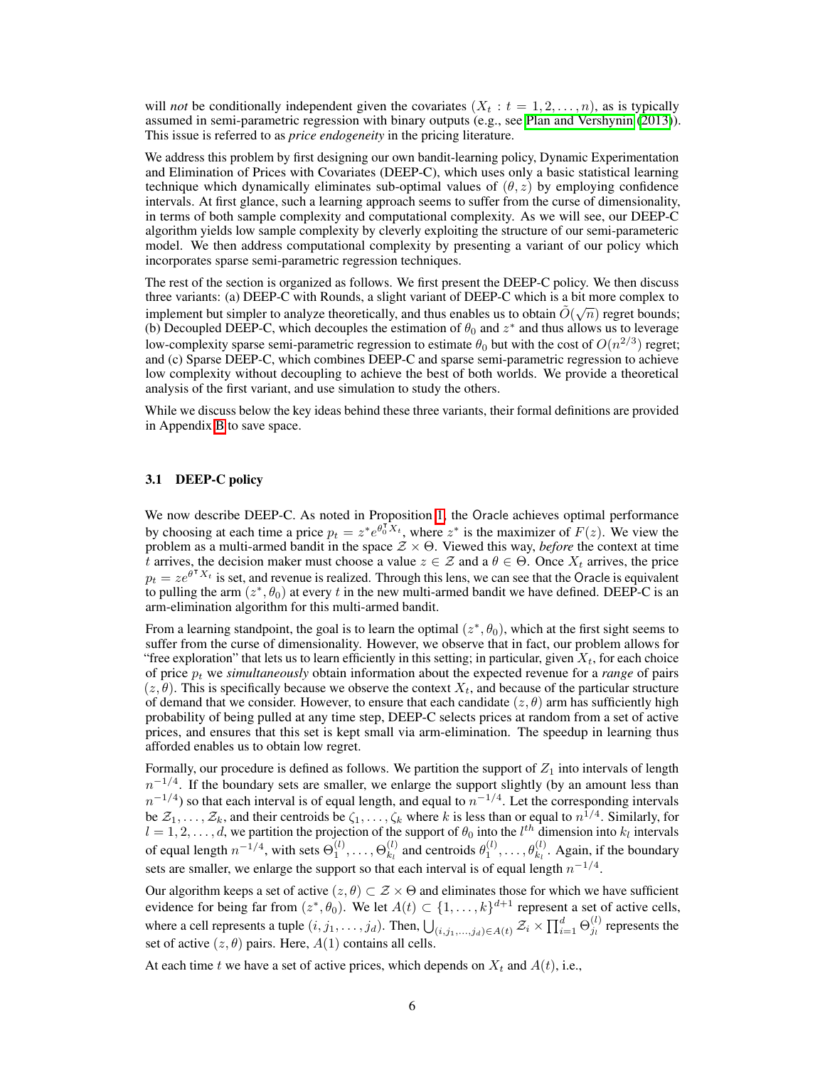will *not* be conditionally independent given the covariates $(X_t : t = 1, 2, \dots, n)$, as is typically assumed in semi-parametric regression with binary outputs (e.g., see Plan and Vershynin (2013)). This issue is referred to as *price endogeneity* in the pricing literature.

We address this problem by first designing our own bandit-learning policy, Dynamic Experimentation and Elimination of Prices with Covariates (DEEP-C), which uses only a basic statistical learning technique which dynamically eliminates sub-optimal values of $(\theta, z)$ by employing confidence intervals. At first glance, such a learning approach seems to suffer from the curse of dimensionality, in terms of both sample complexity and computational complexity. As we will see, our DEEP-C algorithm yields low sample complexity by cleverly exploiting the structure of our semi-parameteric model. We then address computational complexity by presenting a variant of our policy which incorporates sparse semi-parametric regression techniques.

The rest of the section is organized as follows. We first present the DEEP-C policy. We then discuss three variants: (a) DEEP-C with Rounds, a slight variant of DEEP-C which is a bit more complex to implement but simpler to analyze theoretically, and thus enables us to obtain $\tilde{O}(\sqrt{n})$ regret bounds; (b) Decoupled DEEP-C, which decouples the estimation of $\theta_0$ and $z^*$ and thus allows us to leverage low-complexity sparse semi-parametric regression to estimate $\theta_0$ but with the cost of $O(n^{2/3})$ regret; and (c) Sparse DEEP-C, which combines DEEP-C and sparse semi-parametric regression to achieve low complexity without decoupling to achieve the best of both worlds. We provide a theoretical analysis of the first variant, and use simulation to study the others.

While we discuss below the key ideas behind these three variants, their formal definitions are provided in Appendix B to save space.

### 3.1 DEEP-C policy

We now describe DEEP-C. As noted in Proposition 1, the Oracle achieves optimal performance by choosing at each time a price $p_t = z^* e^{\theta_0^\intercal X_t}$, where $z^*$ is the maximizer of $F(z)$. We view the problem as a multi-armed bandit in the space $\mathcal{Z} \times \Theta$. Viewed this way, *before* the context at time $t$ arrives, the decision maker must choose a value $z \in \mathcal{Z}$ and a $\theta \in \Theta$. Once $X_t$ arrives, the price $p_t = z e^{\theta^\intercal X_t}$ is set, and revenue is realized. Through this lens, we can see that the Oracle is equivalent to pulling the arm $(z^*, \theta_0)$ at every $t$ in the new multi-armed bandit we have defined. DEEP-C is an arm-elimination algorithm for this multi-armed bandit.

From a learning standpoint, the goal is to learn the optimal $(z^*, \theta_0)$, which at the first sight seems to suffer from the curse of dimensionality. However, we observe that in fact, our problem allows for "free exploration" that lets us to learn efficiently in this setting; in particular, given $X_t$, for each choice of price $p_t$ we *simultaneously* obtain information about the expected revenue for a *range* of pairs $(z, \theta)$. This is specifically because we observe the context $X_t$, and because of the particular structure of demand that we consider. However, to ensure that each candidate $(z, \theta)$ arm has sufficiently high probability of being pulled at any time step, DEEP-C selects prices at random from a set of active prices, and ensures that this set is kept small via arm-elimination. The speedup in learning thus afforded enables us to obtain low regret.

Formally, our procedure is defined as follows. We partition the support of $Z_1$ into intervals of length $n^{-1/4}$. If the boundary sets are smaller, we enlarge the support slightly (by an amount less than $n^{-1/4}$) so that each interval is of equal length, and equal to $n^{-1/4}$. Let the corresponding intervals be $\mathcal{Z}_1, \dots, \mathcal{Z}_k$, and their centroids be $\zeta_1, \dots, \zeta_k$ where $k$ is less than or equal to $n^{1/4}$. Similarly, for $l = 1, 2, \dots, d$, we partition the projection of the support of $\theta_0$ into the $l^{th}$ dimension into $k_l$ intervals of equal length $n^{-1/4}$, with sets $\Theta_1^{(l)}, \dots, \Theta_{k_l}^{(l)}$ and centroids $\theta_1^{(l)}, \dots, \theta_{k_l}^{(l)}$. Again, if the boundary sets are smaller, we enlarge the support so that each interval is of equal length $n^{-1/4}$.

Our algorithm keeps a set of active $(z, \theta) \subset \mathcal{Z} \times \Theta$ and eliminates those for which we have sufficient evidence for being far from $(z^*, \theta_0)$. We let $A(t) \subset \{1, \dots, k\}^{d+1}$ represent a set of active cells, where a cell represents a tuple $(i, j_1, \dots, j_d)$. Then, $\bigcup_{(i,j_1,\dots,j_d) \in A(t)} \mathcal{Z}_i \times \prod_{i=1}^{d} \Theta_{j_l}^{(l)}$ represents the set of active $(z, \theta)$ pairs. Here, $A(1)$ contains all cells.

At each time $t$ we have a set of active prices, which depends on $X_t$ and $A(t)$, i.e.,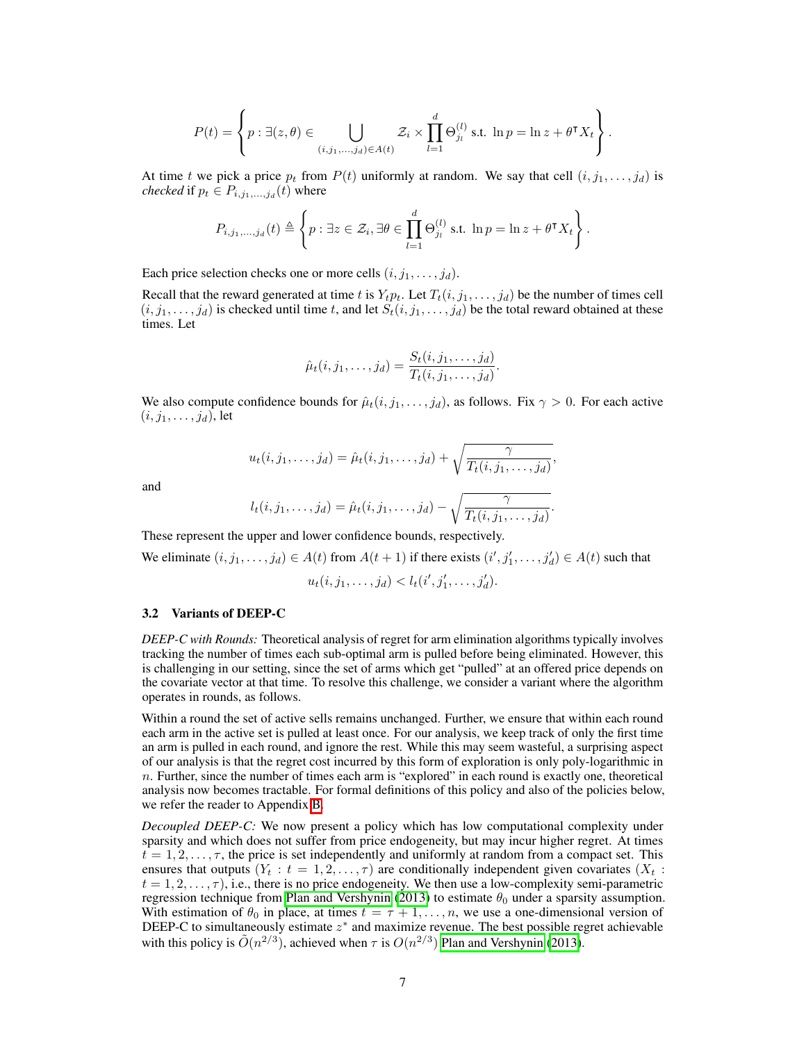$$P(t) = \left\{ p : \exists (z, \theta) \in \bigcup_{(i,j_1,\dots,j_d) \in A(t)} \mathcal{Z}_i \times \prod_{l=1}^{d} \Theta_{j_l}^{(l)} \text{ s.t. } \ln p = \ln z + \theta^\intercal X_t \right\}.$$

At time $t$ we pick a price $p_t$ from $P(t)$ uniformly at random. We say that cell $(i, j_1, \dots, j_d)$ is *checked* if $p_t \in P_{i,j_1,\dots,j_d}(t)$ where

$$P_{i,j_1,\dots,j_d}(t) \triangleq \left\{ p : \exists z \in \mathcal{Z}_i, \exists \theta \in \prod_{l=1}^{d} \Theta_{j_l}^{(l)} \text{ s.t. } \ln p = \ln z + \theta^\intercal X_t \right\}.$$

Each price selection checks one or more cells $(i, j_1, \dots, j_d)$.

Recall that the reward generated at time $t$ is $Y_t p_t$. Let $T_t(i, j_1, \dots, j_d)$ be the number of times cell $(i, j_1, \dots, j_d)$ is checked until time $t$, and let $S_t(i, j_1, \dots, j_d)$ be the total reward obtained at these times. Let

$$\hat{\mu}_t(i, j_1, \dots, j_d) = \frac{S_t(i, j_1, \dots, j_d)}{T_t(i, j_1, \dots, j_d)}.$$

We also compute confidence bounds for $\hat{\mu}_t(i, j_1, \dots, j_d)$, as follows. Fix $\gamma > 0$. For each active $(i, j_1, \dots, j_d)$, let

$$u_t(i, j_1, \dots, j_d) = \hat{\mu}_t(i, j_1, \dots, j_d) + \sqrt{\frac{\gamma}{T_t(i, j_1, \dots, j_d)}},$$

and

$$l_t(i, j_1, \dots, j_d) = \hat{\mu}_t(i, j_1, \dots, j_d) - \sqrt{\frac{\gamma}{T_t(i, j_1, \dots, j_d)}}.$$

These represent the upper and lower confidence bounds, respectively.

We eliminate $(i, j_1, \dots, j_d) \in A(t)$ from $A(t+1)$ if there exists $(i', j'_1, \dots, j'_d) \in A(t)$ such that

$$u_t(i, j_1, \dots, j_d) < l_t(i', j'_1, \dots, j'_d).$$

### 3.2 Variants of DEEP-C

*DEEP-C with Rounds:* Theoretical analysis of regret for arm elimination algorithms typically involves tracking the number of times each sub-optimal arm is pulled before being eliminated. However, this is challenging in our setting, since the set of arms which get "pulled" at an offered price depends on the covariate vector at that time. To resolve this challenge, we consider a variant where the algorithm operates in rounds, as follows.

Within a round the set of active sells remains unchanged. Further, we ensure that within each round each arm in the active set is pulled at least once. For our analysis, we keep track of only the first time an arm is pulled in each round, and ignore the rest. While this may seem wasteful, a surprising aspect of our analysis is that the regret cost incurred by this form of exploration is only poly-logarithmic in $n$. Further, since the number of times each arm is "explored" in each round is exactly one, theoretical analysis now becomes tractable. For formal definitions of this policy and also of the policies below, we refer the reader to Appendix B.

*Decoupled DEEP-C:* We now present a policy which has low computational complexity under sparsity and which does not suffer from price endogeneity, but may incur higher regret. At times $t = 1, 2, \dots, \tau$, the price is set independently and uniformly at random from a compact set. This ensures that outputs $(Y_t : t = 1, 2, \dots, \tau)$ are conditionally independent given covariates $(X_t : t = 1, 2, \dots, \tau)$, i.e., there is no price endogeneity. We then use a low-complexity semi-parametric regression technique from Plan and Vershynin (2013) to estimate $\theta_0$ under a sparsity assumption. With estimation of $\theta_0$ in place, at times $t = \tau + 1, \dots, n$, we use a one-dimensional version of DEEP-C to simultaneously estimate $z^*$ and maximize revenue. The best possible regret achievable with this policy is $\tilde{O}(n^{2/3})$, achieved when $\tau$ is $O(n^{2/3})$ Plan and Vershynin (2013).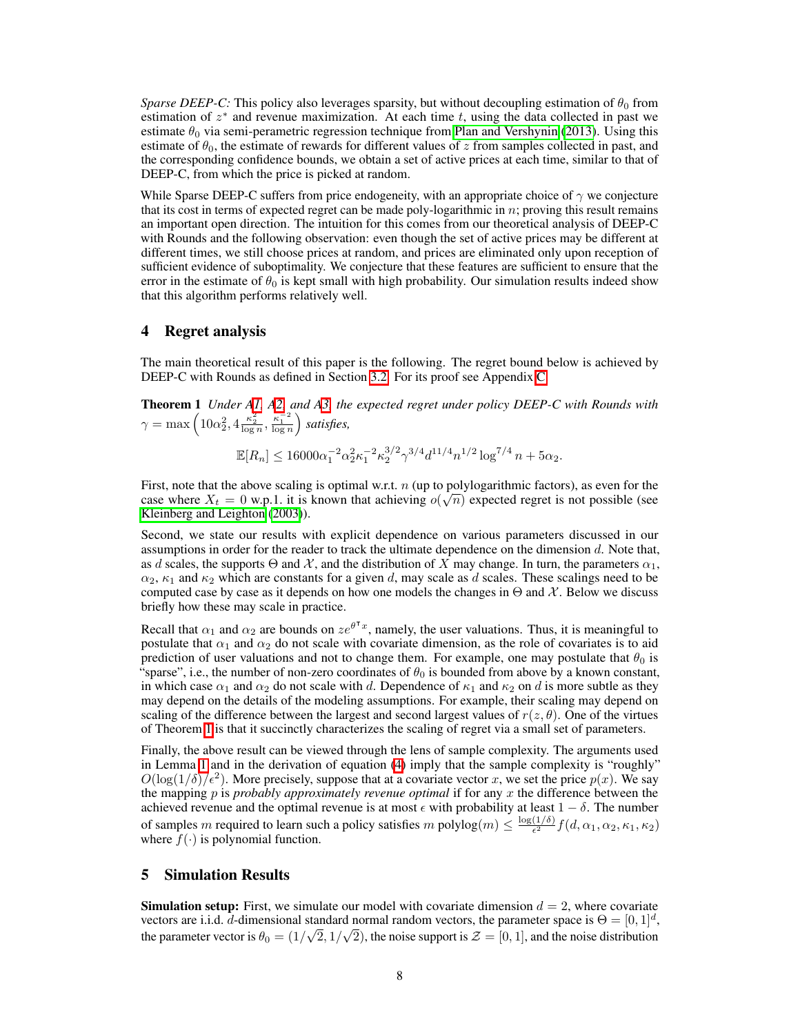*Sparse DEEP-C:* This policy also leverages sparsity, but without decoupling estimation of $\theta_0$ from estimation of $z^*$ and revenue maximization. At each time $t$, using the data collected in past we estimate $\theta_0$ via semi-perametric regression technique from Plan and Vershynin (2013). Using this estimate of $\theta_0$, the estimate of rewards for different values of $z$ from samples collected in past, and the corresponding confidence bounds, we obtain a set of active prices at each time, similar to that of DEEP-C, from which the price is picked at random.

While Sparse DEEP-C suffers from price endogeneity, with an appropriate choice of $\gamma$ we conjecture that its cost in terms of expected regret can be made poly-logarithmic in $n$; proving this result remains an important open direction. The intuition for this comes from our theoretical analysis of DEEP-C with Rounds and the following observation: even though the set of active prices may be different at different times, we still choose prices at random, and prices are eliminated only upon reception of sufficient evidence of suboptimality. We conjecture that these features are sufficient to ensure that the error in the estimate of $\theta_0$ is kept small with high probability. Our simulation results indeed show that this algorithm performs relatively well.

## 4 Regret analysis

The main theoretical result of this paper is the following. The regret bound below is achieved by DEEP-C with Rounds as defined in Section 3.2. For its proof see Appendix C.

**Theorem 1** *Under A1, A2, and A3, the expected regret under policy DEEP-C with Rounds with* $\gamma = \max\left(10\alpha_2^2, 4\frac{\kappa_2^2}{\log n}, \frac{\kappa_1^{-2}}{\log n}\right)$ *satisfies,*

$$\mathbb{E}[R_n] \leq 16000\alpha_1^{-2}\alpha_2^2\kappa_1^{-2}\kappa_2^{3/2}\gamma^{3/4}d^{11/4}n^{1/2}\log^{7/4} n + 5\alpha_2.$$

First, note that the above scaling is optimal w.r.t. $n$ (up to polylogarithmic factors), as even for the case where $X_t = 0$ w.p.1. it is known that achieving $o(\sqrt{n})$ expected regret is not possible (see Kleinberg and Leighton (2003)).

Second, we state our results with explicit dependence on various parameters discussed in our assumptions in order for the reader to track the ultimate dependence on the dimension $d$. Note that, as $d$ scales, the supports $\Theta$ and $\mathcal{X}$, and the distribution of $X$ may change. In turn, the parameters $\alpha_1$, $\alpha_2$, $\kappa_1$ and $\kappa_2$ which are constants for a given $d$, may scale as $d$ scales. These scalings need to be computed case by case as it depends on how one models the changes in $\Theta$ and $\mathcal{X}$. Below we discuss briefly how these may scale in practice.

Recall that $\alpha_1$ and $\alpha_2$ are bounds on $ze^{\theta^\intercal x}$, namely, the user valuations. Thus, it is meaningful to postulate that $\alpha_1$ and $\alpha_2$ do not scale with covariate dimension, as the role of covariates is to aid prediction of user valuations and not to change them. For example, one may postulate that $\theta_0$ is "sparse", i.e., the number of non-zero coordinates of $\theta_0$ is bounded from above by a known constant, in which case $\alpha_1$ and $\alpha_2$ do not scale with $d$. Dependence of $\kappa_1$ and $\kappa_2$ on $d$ is more subtle as they may depend on the details of the modeling assumptions. For example, their scaling may depend on scaling of the difference between the largest and second largest values of $r(z, \theta)$. One of the virtues of Theorem 1 is that it succinctly characterizes the scaling of regret via a small set of parameters.

Finally, the above result can be viewed through the lens of sample complexity. The arguments used in Lemma 1 and in the derivation of equation (4) imply that the sample complexity is "roughly" $O(\log(1/\delta)/\epsilon^2)$. More precisely, suppose that at a covariate vector $x$, we set the price $p(x)$. We say the mapping $p$ is *probably approximately revenue optimal* if for any $x$ the difference between the achieved revenue and the optimal revenue is at most $\epsilon$ with probability at least $1 - \delta$. The number of samples $m$ required to learn such a policy satisfies $m \,\text{polylog}(m) \leq \frac{\log(1/\delta)}{\epsilon^2} f(d, \alpha_1, \alpha_2, \kappa_1, \kappa_2)$ where $f(\cdot)$ is polynomial function.

## 5 Simulation Results

**Simulation setup:** First, we simulate our model with covariate dimension $d = 2$, where covariate vectors are i.i.d. $d$-dimensional standard normal random vectors, the parameter space is $\Theta = [0, 1]^d$, the parameter vector is $\theta_0 = (1/\sqrt{2}, 1/\sqrt{2})$, the noise support is $\mathcal{Z} = [0, 1]$, and the noise distribution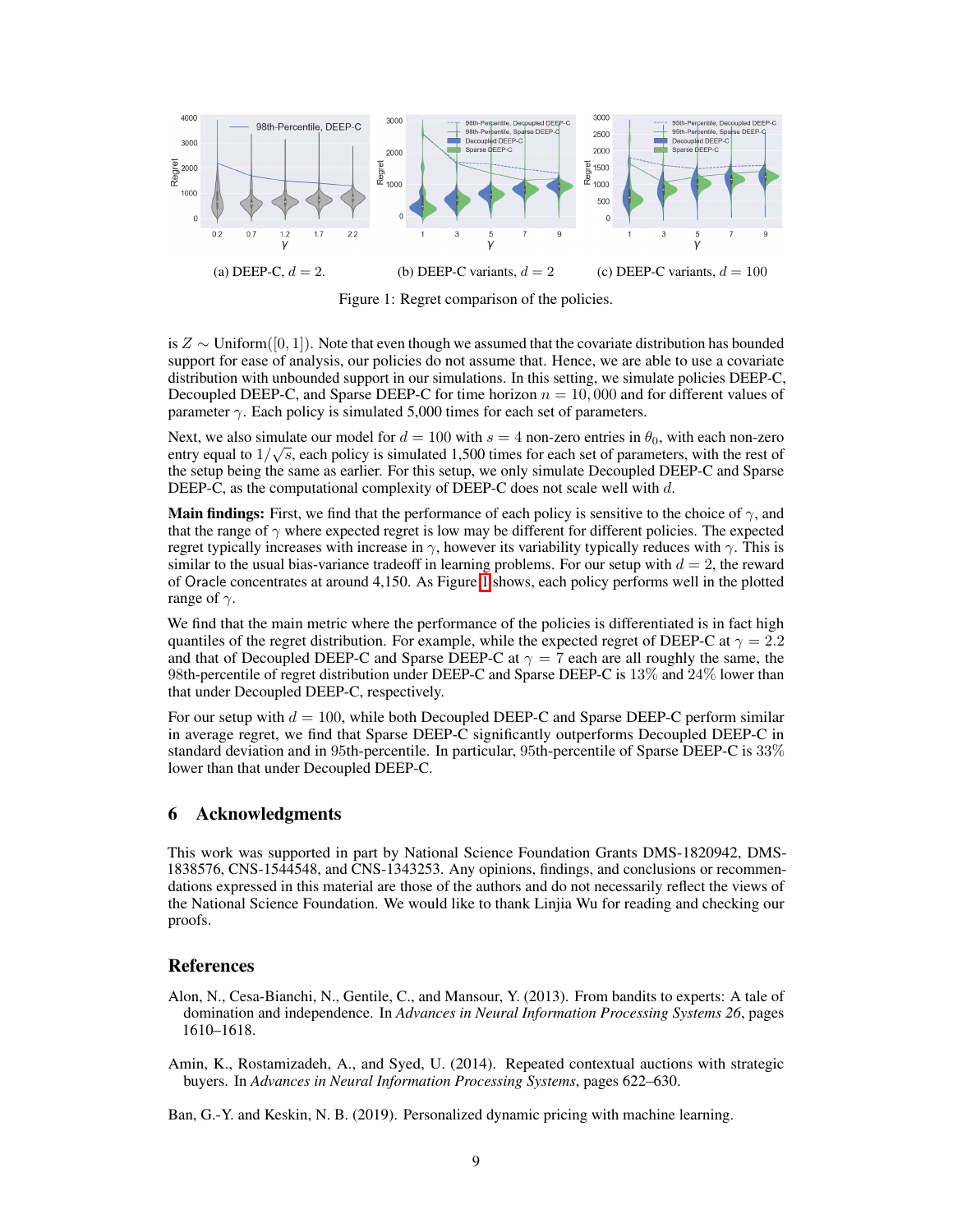(a) DEEP-C, $d = 2$. (b) DEEP-C variants, $d = 2$ (c) DEEP-C variants, $d = 100$

Figure 1: Regret comparison of the policies.

is $Z \sim \text{Uniform}([0, 1])$. Note that even though we assumed that the covariate distribution has bounded support for ease of analysis, our policies do not assume that. Hence, we are able to use a covariate distribution with unbounded support in our simulations. In this setting, we simulate policies DEEP-C, Decoupled DEEP-C, and Sparse DEEP-C for time horizon $n = 10,000$ and for different values of parameter $\gamma$. Each policy is simulated 5,000 times for each set of parameters.

Next, we also simulate our model for $d = 100$ with $s = 4$ non-zero entries in $\theta_0$, with each non-zero entry equal to $1/\sqrt{s}$, each policy is simulated 1,500 times for each set of parameters, with the rest of the setup being the same as earlier. For this setup, we only simulate Decoupled DEEP-C and Sparse DEEP-C, as the computational complexity of DEEP-C does not scale well with $d$.

**Main findings:** First, we find that the performance of each policy is sensitive to the choice of $\gamma$, and that the range of $\gamma$ where expected regret is low may be different for different policies. The expected regret typically increases with increase in $\gamma$, however its variability typically reduces with $\gamma$. This is similar to the usual bias-variance tradeoff in learning problems. For our setup with $d = 2$, the reward of Oracle concentrates at around 4,150. As Figure 1 shows, each policy performs well in the plotted range of $\gamma$.

We find that the main metric where the performance of the policies is differentiated is in fact high quantiles of the regret distribution. For example, while the expected regret of DEEP-C at $\gamma = 2.2$ and that of Decoupled DEEP-C and Sparse DEEP-C at $\gamma = 7$ each are all roughly the same, the 98th-percentile of regret distribution under DEEP-C and Sparse DEEP-C is 13% and 24% lower than that under Decoupled DEEP-C, respectively.

For our setup with $d = 100$, while both Decoupled DEEP-C and Sparse DEEP-C perform similar in average regret, we find that Sparse DEEP-C significantly outperforms Decoupled DEEP-C in standard deviation and in 95th-percentile. In particular, 95th-percentile of Sparse DEEP-C is 33% lower than that under Decoupled DEEP-C.

## 6 Acknowledgments

This work was supported in part by National Science Foundation Grants DMS-1820942, DMS-1838576, CNS-1544548, and CNS-1343253. Any opinions, findings, and conclusions or recommendations expressed in this material are those of the authors and do not necessarily reflect the views of the National Science Foundation. We would like to thank Linjia Wu for reading and checking our proofs.

## References

Alon, N., Cesa-Bianchi, N., Gentile, C., and Mansour, Y. (2013). From bandits to experts: A tale of domination and independence. In *Advances in Neural Information Processing Systems 26*, pages 1610–1618.

Amin, K., Rostamizadeh, A., and Syed, U. (2014). Repeated contextual auctions with strategic buyers. In *Advances in Neural Information Processing Systems*, pages 622–630.

Ban, G.-Y. and Keskin, N. B. (2019). Personalized dynamic pricing with machine learning.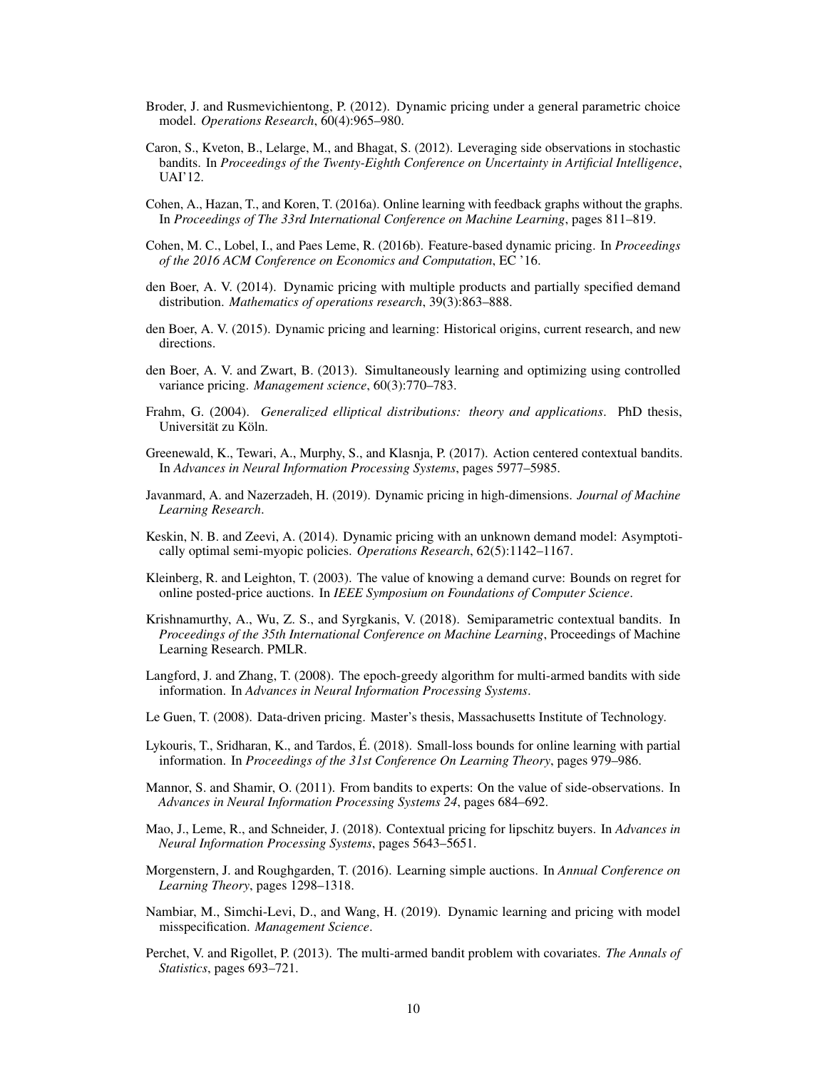Broder, J. and Rusmevichientong, P. (2012). Dynamic pricing under a general parametric choice model. *Operations Research*, 60(4):965–980.

Caron, S., Kveton, B., Lelarge, M., and Bhagat, S. (2012). Leveraging side observations in stochastic bandits. In *Proceedings of the Twenty-Eighth Conference on Uncertainty in Artificial Intelligence*, UAI'12.

Cohen, A., Hazan, T., and Koren, T. (2016a). Online learning with feedback graphs without the graphs. In *Proceedings of The 33rd International Conference on Machine Learning*, pages 811–819.

Cohen, M. C., Lobel, I., and Paes Leme, R. (2016b). Feature-based dynamic pricing. In *Proceedings of the 2016 ACM Conference on Economics and Computation*, EC '16.

den Boer, A. V. (2014). Dynamic pricing with multiple products and partially specified demand distribution. *Mathematics of operations research*, 39(3):863–888.

den Boer, A. V. (2015). Dynamic pricing and learning: Historical origins, current research, and new directions.

den Boer, A. V. and Zwart, B. (2013). Simultaneously learning and optimizing using controlled variance pricing. *Management science*, 60(3):770–783.

Frahm, G. (2004). *Generalized elliptical distributions: theory and applications*. PhD thesis, Universität zu Köln.

Greenewald, K., Tewari, A., Murphy, S., and Klasnja, P. (2017). Action centered contextual bandits. In *Advances in Neural Information Processing Systems*, pages 5977–5985.

Javanmard, A. and Nazerzadeh, H. (2019). Dynamic pricing in high-dimensions. *Journal of Machine Learning Research*.

Keskin, N. B. and Zeevi, A. (2014). Dynamic pricing with an unknown demand model: Asymptotically optimal semi-myopic policies. *Operations Research*, 62(5):1142–1167.

Kleinberg, R. and Leighton, T. (2003). The value of knowing a demand curve: Bounds on regret for online posted-price auctions. In *IEEE Symposium on Foundations of Computer Science*.

Krishnamurthy, A., Wu, Z. S., and Syrgkanis, V. (2018). Semiparametric contextual bandits. In *Proceedings of the 35th International Conference on Machine Learning*, Proceedings of Machine Learning Research. PMLR.

Langford, J. and Zhang, T. (2008). The epoch-greedy algorithm for multi-armed bandits with side information. In *Advances in Neural Information Processing Systems*.

Le Guen, T. (2008). Data-driven pricing. Master's thesis, Massachusetts Institute of Technology.

Lykouris, T., Sridharan, K., and Tardos, É. (2018). Small-loss bounds for online learning with partial information. In *Proceedings of the 31st Conference On Learning Theory*, pages 979–986.

Mannor, S. and Shamir, O. (2011). From bandits to experts: On the value of side-observations. In *Advances in Neural Information Processing Systems 24*, pages 684–692.

Mao, J., Leme, R., and Schneider, J. (2018). Contextual pricing for lipschitz buyers. In *Advances in Neural Information Processing Systems*, pages 5643–5651.

Morgenstern, J. and Roughgarden, T. (2016). Learning simple auctions. In *Annual Conference on Learning Theory*, pages 1298–1318.

Nambiar, M., Simchi-Levi, D., and Wang, H. (2019). Dynamic learning and pricing with model misspecification. *Management Science*.

Perchet, V. and Rigollet, P. (2013). The multi-armed bandit problem with covariates. *The Annals of Statistics*, pages 693–721.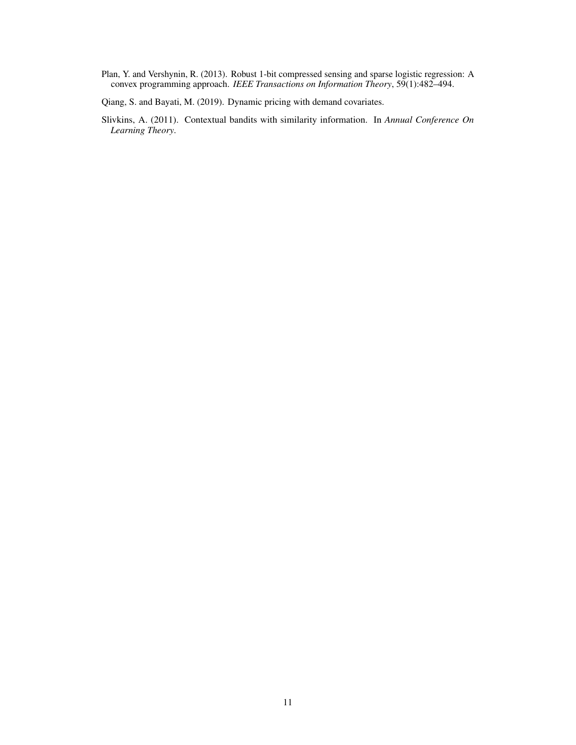Plan, Y. and Vershynin, R. (2013). Robust 1-bit compressed sensing and sparse logistic regression: A convex programming approach. *IEEE Transactions on Information Theory*, 59(1):482–494.

Qiang, S. and Bayati, M. (2019). Dynamic pricing with demand covariates.

Slivkins, A. (2011). Contextual bandits with similarity information. In *Annual Conference On Learning Theory*.